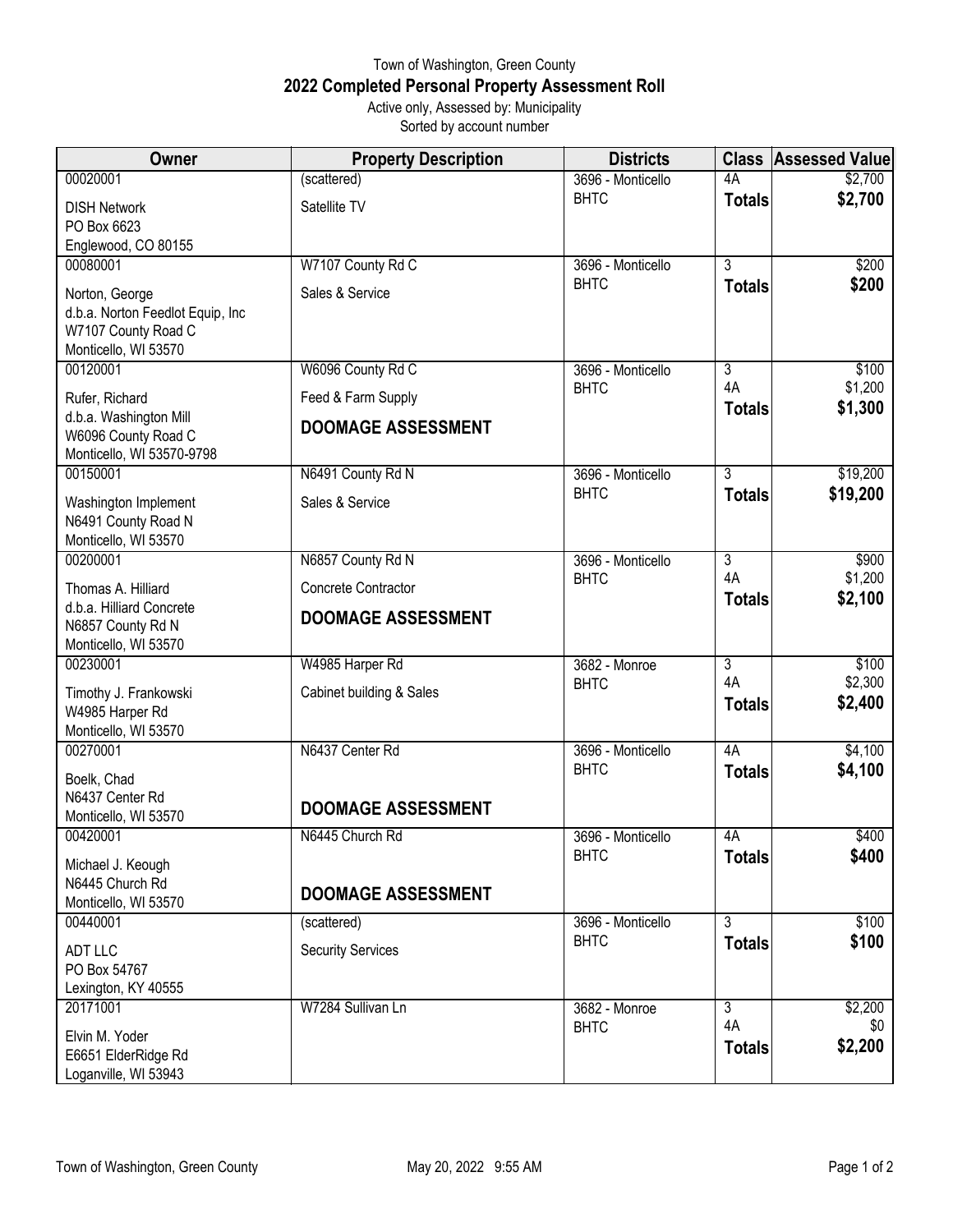Town of Washington, Green County

# 2022 Completed Personal Property Assessment Roll

Active only, Assessed by: Municipality

Sorted by account number

| Owner | Property Description | Districts | Class | Assessed Value |
|---|---|---|---|---|
| 00020001<br>DISH Network<br>PO Box 6623<br>Englewood, CO 80155 | (scattered)<br>Satellite TV | 3696 - Monticello<br>BHTC | 4A<br>**Totals** | \$2,700<br>**\$2,700** |
| 00080001<br>Norton, George<br>d.b.a. Norton Feedlot Equip, Inc<br>W7107 County Road C<br>Monticello, WI 53570 | W7107 County Rd C<br>Sales & Service | 3696 - Monticello<br>BHTC | 3<br>**Totals** | \$200<br>**\$200** |
| 00120001<br>Rufer, Richard<br>d.b.a. Washington Mill<br>W6096 County Road C<br>Monticello, WI 53570-9798 | W6096 County Rd C<br>Feed & Farm Supply<br>**DOOMAGE ASSESSMENT** | 3696 - Monticello<br>BHTC | 3<br>4A<br>**Totals** | \$100<br>\$1,200<br>**\$1,300** |
| 00150001<br>Washington Implement<br>N6491 County Road N<br>Monticello, WI 53570 | N6491 County Rd N<br>Sales & Service | 3696 - Monticello<br>BHTC | 3<br>**Totals** | \$19,200<br>**\$19,200** |
| 00200001<br>Thomas A. Hilliard<br>d.b.a. Hilliard Concrete<br>N6857 County Rd N<br>Monticello, WI 53570 | N6857 County Rd N<br>Concrete Contractor<br>**DOOMAGE ASSESSMENT** | 3696 - Monticello<br>BHTC | 3<br>4A<br>**Totals** | \$900<br>\$1,200<br>**\$2,100** |
| 00230001<br>Timothy J. Frankowski<br>W4985 Harper Rd<br>Monticello, WI 53570 | W4985 Harper Rd<br>Cabinet building & Sales | 3682 - Monroe<br>BHTC | 3<br>4A<br>**Totals** | \$100<br>\$2,300<br>**\$2,400** |
| 00270001<br>Boelk, Chad<br>N6437 Center Rd<br>Monticello, WI 53570 | N6437 Center Rd<br>**DOOMAGE ASSESSMENT** | 3696 - Monticello<br>BHTC | 4A<br>**Totals** | \$4,100<br>**\$4,100** |
| 00420001<br>Michael J. Keough<br>N6445 Church Rd<br>Monticello, WI 53570 | N6445 Church Rd<br>**DOOMAGE ASSESSMENT** | 3696 - Monticello<br>BHTC | 4A<br>**Totals** | \$400<br>**\$400** |
| 00440001<br>ADT LLC<br>PO Box 54767<br>Lexington, KY 40555 | (scattered)<br>Security Services | 3696 - Monticello<br>BHTC | 3<br>**Totals** | \$100<br>**\$100** |
| 20171001<br>Elvin M. Yoder<br>E6651 ElderRidge Rd<br>Loganville, WI 53943 | W7284 Sullivan Ln | 3682 - Monroe<br>BHTC | 3<br>4A<br>**Totals** | \$2,200<br>\$0<br>**\$2,200** |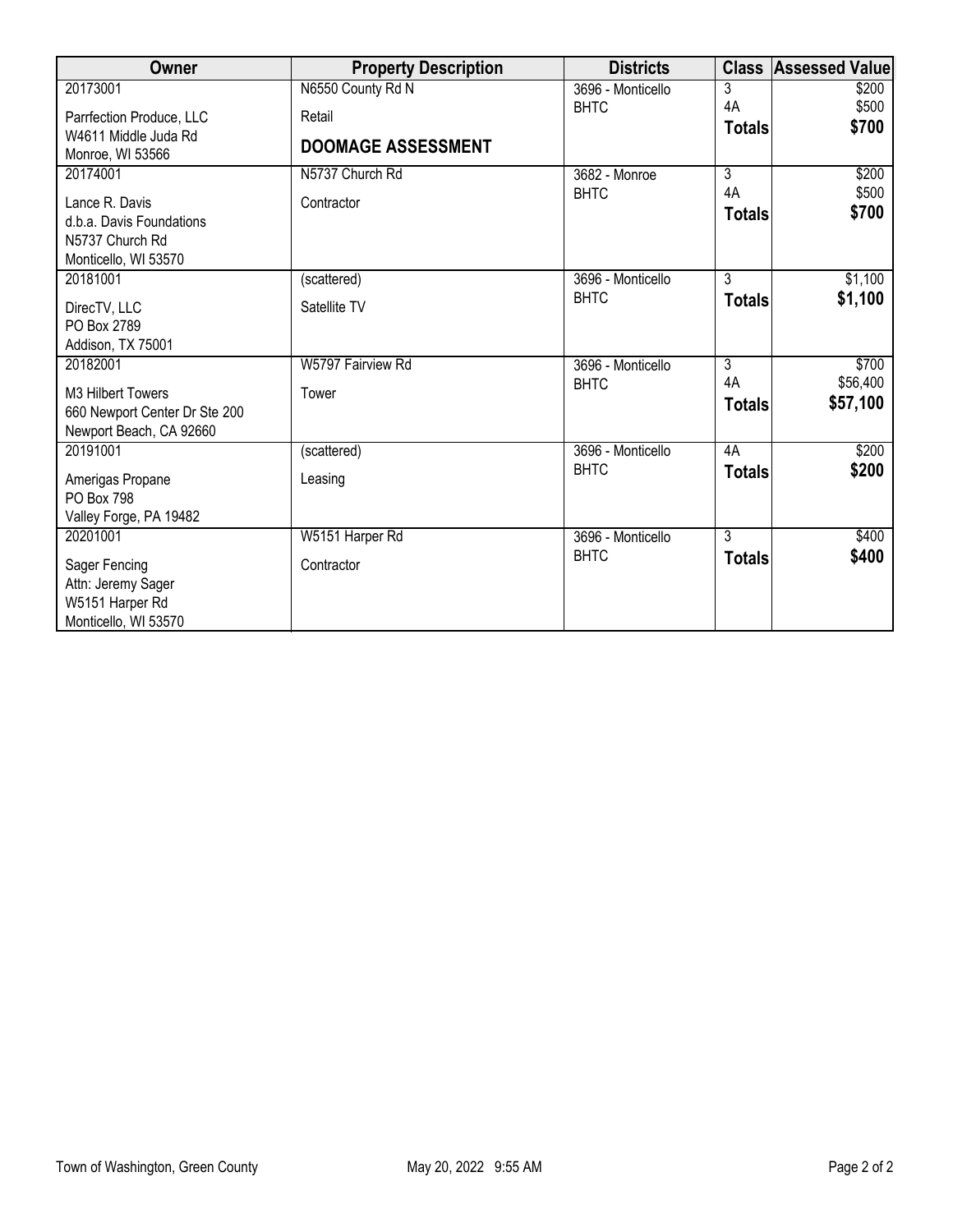| Owner | Property Description | Districts | Class | Assessed Value |
|---|---|---|---|---|
| 20173001<br>Parrfection Produce, LLC<br>W4611 Middle Juda Rd<br>Monroe, WI 53566 | N6550 County Rd N<br>Retail<br>**DOOMAGE ASSESSMENT** | 3696 - Monticello<br>BHTC | 3<br>4A<br>**Totals** | $200<br>$500<br>**$700** |
| 20174001<br>Lance R. Davis<br>d.b.a. Davis Foundations<br>N5737 Church Rd<br>Monticello, WI 53570 | N5737 Church Rd<br>Contractor | 3682 - Monroe<br>BHTC | 3<br>4A<br>**Totals** | $200<br>$500<br>**$700** |
| 20181001<br>DirecTV, LLC<br>PO Box 2789<br>Addison, TX 75001 | (scattered)<br>Satellite TV | 3696 - Monticello<br>BHTC | 3<br>**Totals** | $1,100<br>**$1,100** |
| 20182001<br>M3 Hilbert Towers<br>660 Newport Center Dr Ste 200<br>Newport Beach, CA 92660 | W5797 Fairview Rd<br>Tower | 3696 - Monticello<br>BHTC | 3<br>4A<br>**Totals** | $700<br>$56,400<br>**$57,100** |
| 20191001<br>Amerigas Propane<br>PO Box 798<br>Valley Forge, PA 19482 | (scattered)<br>Leasing | 3696 - Monticello<br>BHTC | 4A<br>**Totals** | $200<br>**$200** |
| 20201001<br>Sager Fencing<br>Attn: Jeremy Sager<br>W5151 Harper Rd<br>Monticello, WI 53570 | W5151 Harper Rd<br>Contractor | 3696 - Monticello<br>BHTC | 3<br>**Totals** | $400<br>**$400** |

Town of Washington, Green County

May 20, 2022 9:55 AM